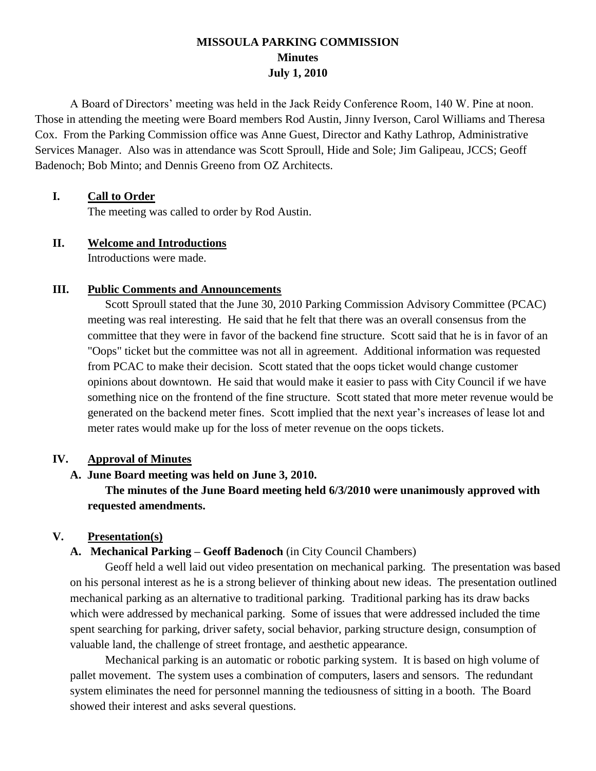# MISSOULA PARKING COMMISSION

## Minutes

## July 1, 2010

A Board of Directors' meeting was held in the Jack Reidy Conference Room, 140 W. Pine at noon. Those in attending the meeting were Board members Rod Austin, Jinny Iverson, Carol Williams and Theresa Cox. From the Parking Commission office was Anne Guest, Director and Kathy Lathrop, Administrative Services Manager. Also was in attendance was Scott Sproull, Hide and Sole; Jim Galipeau, JCCS; Geoff Badenoch; Bob Minto; and Dennis Greeno from OZ Architects.

### I. Call to Order

The meeting was called to order by Rod Austin.

### II. Welcome and Introductions

Introductions were made.

### III. Public Comments and Announcements

Scott Sproull stated that the June 30, 2010 Parking Commission Advisory Committee (PCAC) meeting was real interesting. He said that he felt that there was an overall consensus from the committee that they were in favor of the backend fine structure. Scott said that he is in favor of an "Oops" ticket but the committee was not all in agreement. Additional information was requested from PCAC to make their decision. Scott stated that the oops ticket would change customer opinions about downtown. He said that would make it easier to pass with City Council if we have something nice on the frontend of the fine structure. Scott stated that more meter revenue would be generated on the backend meter fines. Scott implied that the next year's increases of lease lot and meter rates would make up for the loss of meter revenue on the oops tickets.

### IV. Approval of Minutes

**A. June Board meeting was held on June 3, 2010.**

**The minutes of the June Board meeting held 6/3/2010 were unanimously approved with requested amendments.**

### V. Presentation(s)

**A. Mechanical Parking – Geoff Badenoch** (in City Council Chambers)

Geoff held a well laid out video presentation on mechanical parking. The presentation was based on his personal interest as he is a strong believer of thinking about new ideas. The presentation outlined mechanical parking as an alternative to traditional parking. Traditional parking has its draw backs which were addressed by mechanical parking. Some of issues that were addressed included the time spent searching for parking, driver safety, social behavior, parking structure design, consumption of valuable land, the challenge of street frontage, and aesthetic appearance.

Mechanical parking is an automatic or robotic parking system. It is based on high volume of pallet movement. The system uses a combination of computers, lasers and sensors. The redundant system eliminates the need for personnel manning the tediousness of sitting in a booth. The Board showed their interest and asks several questions.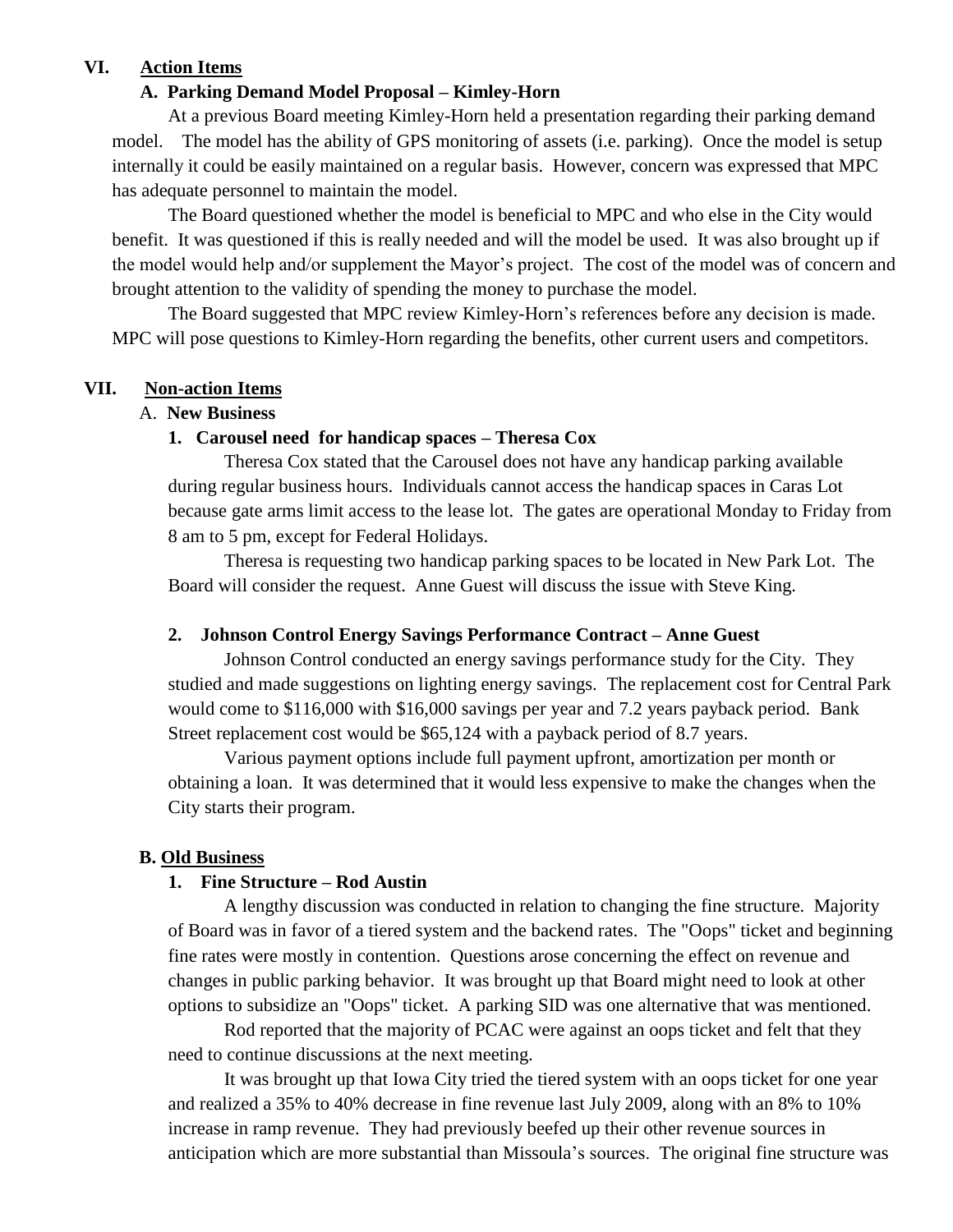## VI. Action Items

### A. Parking Demand Model Proposal – Kimley-Horn

At a previous Board meeting Kimley-Horn held a presentation regarding their parking demand model. The model has the ability of GPS monitoring of assets (i.e. parking). Once the model is setup internally it could be easily maintained on a regular basis. However, concern was expressed that MPC has adequate personnel to maintain the model.

The Board questioned whether the model is beneficial to MPC and who else in the City would benefit. It was questioned if this is really needed and will the model be used. It was also brought up if the model would help and/or supplement the Mayor's project. The cost of the model was of concern and brought attention to the validity of spending the money to purchase the model.

The Board suggested that MPC review Kimley-Horn's references before any decision is made. MPC will pose questions to Kimley-Horn regarding the benefits, other current users and competitors.

## VII. Non-action Items

### A. New Business

#### 1. Carousel need for handicap spaces – Theresa Cox

Theresa Cox stated that the Carousel does not have any handicap parking available during regular business hours. Individuals cannot access the handicap spaces in Caras Lot because gate arms limit access to the lease lot. The gates are operational Monday to Friday from 8 am to 5 pm, except for Federal Holidays.

Theresa is requesting two handicap parking spaces to be located in New Park Lot. The Board will consider the request. Anne Guest will discuss the issue with Steve King.

#### 2. Johnson Control Energy Savings Performance Contract – Anne Guest

Johnson Control conducted an energy savings performance study for the City. They studied and made suggestions on lighting energy savings. The replacement cost for Central Park would come to $116,000 with $16,000 savings per year and 7.2 years payback period. Bank Street replacement cost would be $65,124 with a payback period of 8.7 years.

Various payment options include full payment upfront, amortization per month or obtaining a loan. It was determined that it would less expensive to make the changes when the City starts their program.

### B. Old Business

#### 1. Fine Structure – Rod Austin

A lengthy discussion was conducted in relation to changing the fine structure. Majority of Board was in favor of a tiered system and the backend rates. The "Oops" ticket and beginning fine rates were mostly in contention. Questions arose concerning the effect on revenue and changes in public parking behavior. It was brought up that Board might need to look at other options to subsidize an "Oops" ticket. A parking SID was one alternative that was mentioned.

Rod reported that the majority of PCAC were against an oops ticket and felt that they need to continue discussions at the next meeting.

It was brought up that Iowa City tried the tiered system with an oops ticket for one year and realized a 35% to 40% decrease in fine revenue last July 2009, along with an 8% to 10% increase in ramp revenue. They had previously beefed up their other revenue sources in anticipation which are more substantial than Missoula's sources. The original fine structure was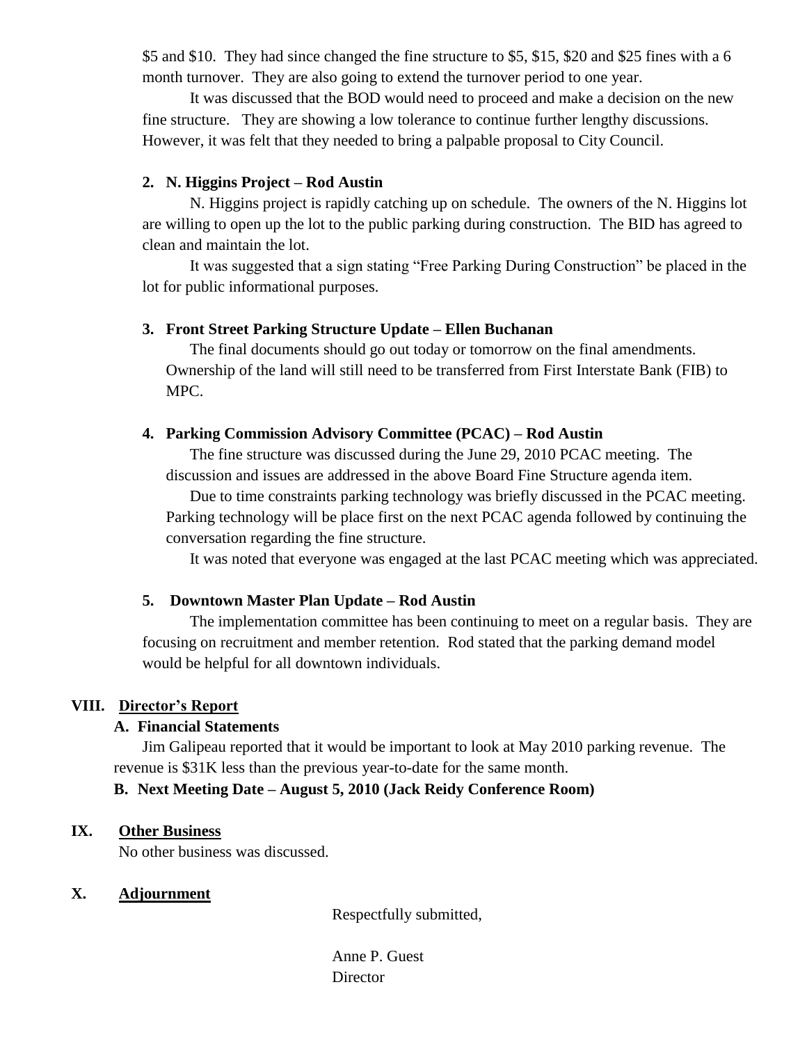$5 and $10. They had since changed the fine structure to $5, $15, $20 and $25 fines with a 6 month turnover. They are also going to extend the turnover period to one year.

It was discussed that the BOD would need to proceed and make a decision on the new fine structure. They are showing a low tolerance to continue further lengthy discussions. However, it was felt that they needed to bring a palpable proposal to City Council.

**2. N. Higgins Project – Rod Austin**

N. Higgins project is rapidly catching up on schedule. The owners of the N. Higgins lot are willing to open up the lot to the public parking during construction. The BID has agreed to clean and maintain the lot.

It was suggested that a sign stating "Free Parking During Construction" be placed in the lot for public informational purposes.

**3. Front Street Parking Structure Update – Ellen Buchanan**

The final documents should go out today or tomorrow on the final amendments. Ownership of the land will still need to be transferred from First Interstate Bank (FIB) to MPC.

**4. Parking Commission Advisory Committee (PCAC) – Rod Austin**

The fine structure was discussed during the June 29, 2010 PCAC meeting. The discussion and issues are addressed in the above Board Fine Structure agenda item.

Due to time constraints parking technology was briefly discussed in the PCAC meeting. Parking technology will be place first on the next PCAC agenda followed by continuing the conversation regarding the fine structure.

It was noted that everyone was engaged at the last PCAC meeting which was appreciated.

**5. Downtown Master Plan Update – Rod Austin**

The implementation committee has been continuing to meet on a regular basis. They are focusing on recruitment and member retention. Rod stated that the parking demand model would be helpful for all downtown individuals.

## VIII. Director's Report

**A. Financial Statements**

Jim Galipeau reported that it would be important to look at May 2010 parking revenue. The revenue is $31K less than the previous year-to-date for the same month.

**B. Next Meeting Date – August 5, 2010 (Jack Reidy Conference Room)**

## IX. Other Business

No other business was discussed.

## X. Adjournment

Respectfully submitted,

Anne P. Guest
Director